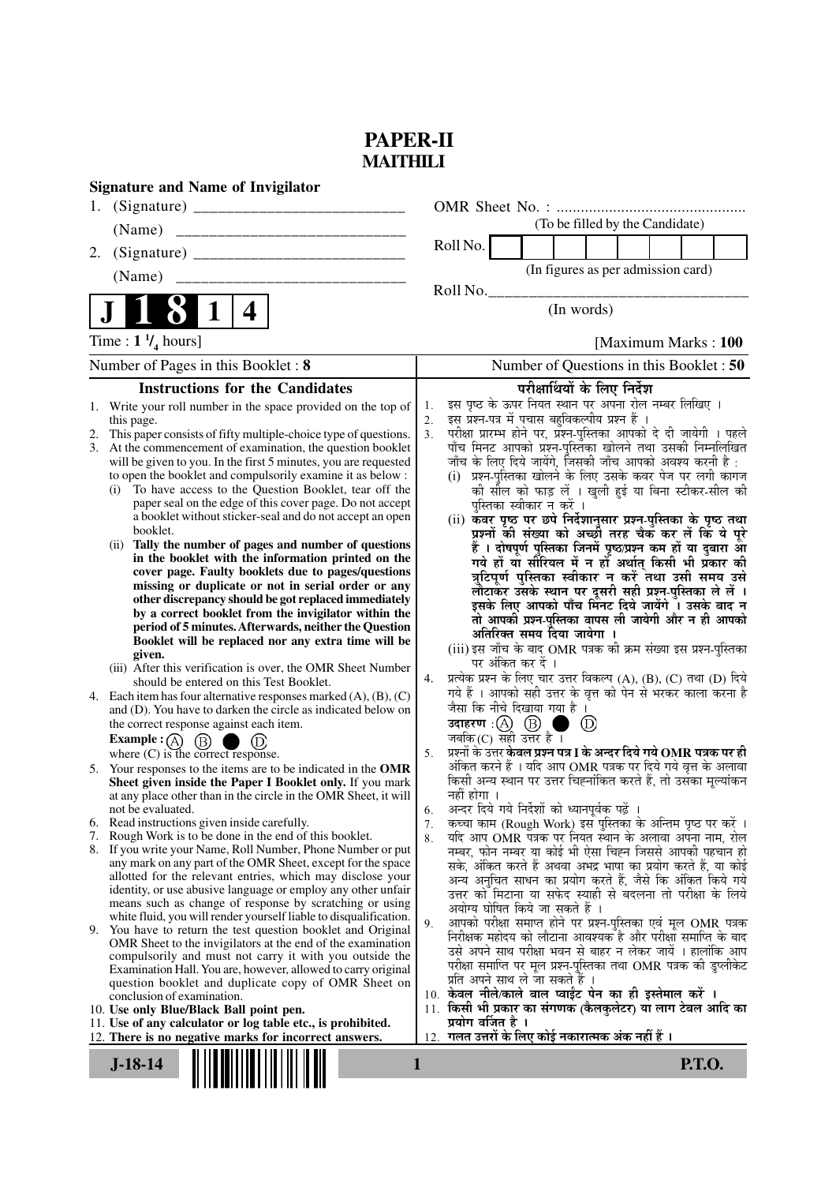# PAPER-II
## MAITHILI

**Signature and Name of Invigilator**

1. (Signature) ___________________________

   (Name) ___________________________

2. (Signature) ___________________________

   (Name) ___________________________

OMR Sheet No. : ...............................................

(To be filled by the Candidate)

Roll No. | | | | | | | | |

(In figures as per admission card)

Roll No.___________________________________

(In words)

**J 1 8 1 4**

Time : **1 $^1/_4$ hours**] [Maximum Marks : **100**

| Number of Pages in this Booklet : **8** | Number of Questions in this Booklet : **50** |
|---|---|

### Instructions for the Candidates

1. Write your roll number in the space provided on the top of this page.
2. This paper consists of fifty multiple-choice type of questions.
3. At the commencement of examination, the question booklet will be given to you. In the first 5 minutes, you are requested to open the booklet and compulsorily examine it as below :
   (i) To have access to the Question Booklet, tear off the paper seal on the edge of this cover page. Do not accept a booklet without sticker-seal and do not accept an open booklet.
   (ii) **Tally the number of pages and number of questions in the booklet with the information printed on the cover page. Faulty booklets due to pages/questions missing or duplicate or not in serial order or any other discrepancy should be got replaced immediately by a correct booklet from the invigilator within the period of 5 minutes. Afterwards, neither the Question Booklet will be replaced nor any extra time will be given.**
   (iii) After this verification is over, the OMR Sheet Number should be entered on this Test Booklet.
4. Each item has four alternative responses marked (A), (B), (C) and (D). You have to darken the circle as indicated below on the correct response against each item.
   **Example :** (A) (B) ● (D)
   where (C) is the correct response.
5. Your responses to the items are to be indicated in the **OMR Sheet given inside the Paper I Booklet only.** If you mark at any place other than in the circle in the OMR Sheet, it will not be evaluated.
6. Read instructions given inside carefully.
7. Rough Work is to be done in the end of this booklet.
8. If you write your Name, Roll Number, Phone Number or put any mark on any part of the OMR Sheet, except for the space allotted for the relevant entries, which may disclose your identity, or use abusive language or employ any other unfair means such as change of response by scratching or using white fluid, you will render yourself liable to disqualification.
9. You have to return the test question booklet and Original OMR Sheet to the invigilators at the end of the examination compulsorily and must not carry it with you outside the Examination Hall. You are, however, allowed to carry original question booklet and duplicate copy of OMR Sheet on conclusion of examination.
10. **Use only Blue/Black Ball point pen.**
11. **Use of any calculator or log table etc., is prohibited.**
12. **There is no negative marks for incorrect answers.**

### परीक्षार्थियों के लिए निर्देश

1. इस पृष्ठ के ऊपर नियत स्थान पर अपना रोल नम्बर लिखिए ।
2. इस प्रश्न-पत्र में पचास बहुविकल्पीय प्रश्न हैं ।
3. परीक्षा प्रारम्भ होने पर, प्रश्न-पुस्तिका आपको दे दी जायेगी । पहले पाँच मिनट आपको प्रश्न-पुस्तिका खोलने तथा उसकी निम्नलिखित जाँच के लिए दिये जायेंगे, जिसकी जाँच आपको अवश्य करनी है :
   (i) प्रश्न-पुस्तिका खोलने के लिए उसके कवर पेज पर लगी कागज की सील को फाड़ लें । खुली हुई या बिना स्टीकर-सील की पुस्तिका स्वीकार न करें ।
   (ii) **कवर पृष्ठ पर छपे निर्देशानुसार प्रश्न-पुस्तिका के पृष्ठ तथा प्रश्नों की संख्या को अच्छी तरह चैक कर लें कि ये पूरे हैं । दोषपूर्ण पुस्तिका जिनमें पृष्ठ/प्रश्न कम हों या दुबारा आ गये हों या सीरियल में न हों अर्थात् किसी भी प्रकार की त्रुटिपूर्ण पुस्तिका स्वीकार न करें तथा उसी समय उसे लौटाकर उसके स्थान पर दूसरी सही प्रश्न-पुस्तिका ले लें । इसके लिए आपको पाँच मिनट दिये जायेंगे । उसके बाद न तो आपकी प्रश्न-पुस्तिका वापस ली जायेगी और न ही आपको अतिरिक्त समय दिया जायेगा ।**
   (iii) इस जाँच के बाद OMR पत्रक की क्रम संख्या इस प्रश्न-पुस्तिका पर अंकित कर दें ।
4. प्रत्येक प्रश्न के लिए चार उत्तर विकल्प (A), (B), (C) तथा (D) दिये गये हैं । आपको सही उत्तर के वृत्त को पेन से भरकर काला करना है जैसा कि नीचे दिखाया गया है ।
   **उदाहरण :** (A) (B) ● (D)
   जबकि (C) सही उत्तर है ।
5. प्रश्नों के उत्तर **केवल प्रश्न पत्र I के अन्दर दिये गये OMR पत्रक पर ही** अंकित करने हैं । यदि आप OMR पत्रक पर दिये गये वृत्त के अलावा किसी अन्य स्थान पर उत्तर चिह्नांकित करते हैं, तो उसका मूल्यांकन नहीं होगा ।
6. अन्दर दिये गये निर्देशों को ध्यानपूर्वक पढ़ें ।
7. कच्चा काम (Rough Work) इस पुस्तिका के अन्तिम पृष्ठ पर करें ।
8. यदि आप OMR पत्रक पर नियत स्थान के अलावा अपना नाम, रोल नम्बर, फोन नम्बर या कोई भी ऐसा चिह्न जिससे आपकी पहचान हो सके, अंकित करते हैं अथवा अभद्र भाषा का प्रयोग करते हैं, या कोई अन्य अनुचित साधन का प्रयोग करते हैं, जैसे कि अंकित किये गये उत्तर को मिटाना या सफेद स्याही से बदलना तो परीक्षा के लिये अयोग्य घोषित किये जा सकते हैं ।
9. आपको परीक्षा समाप्त होने पर प्रश्न-पुस्तिका एवं मूल OMR पत्रक निरीक्षक महोदय को लौटाना आवश्यक है और परीक्षा समाप्ति के बाद उसे अपने साथ परीक्षा भवन से बाहर न लेकर जायें । हालांकि आप परीक्षा समाप्ति पर मूल प्रश्न-पुस्तिका तथा OMR पत्रक की डुप्लीकेट प्रति अपने साथ ले जा सकते हैं ।
10. **केवल नीले/काले बाल प्वाईंट पेन का ही इस्तेमाल करें ।**
11. **किसी भी प्रकार का संगणक (कैलकुलेटर) या लाग टेबल आदि का प्रयोग वर्जित है ।**
12. **गलत उत्तरों के लिए कोई नकारात्मक अंक नहीं हैं ।**

**J-18-14** **P.T.O.**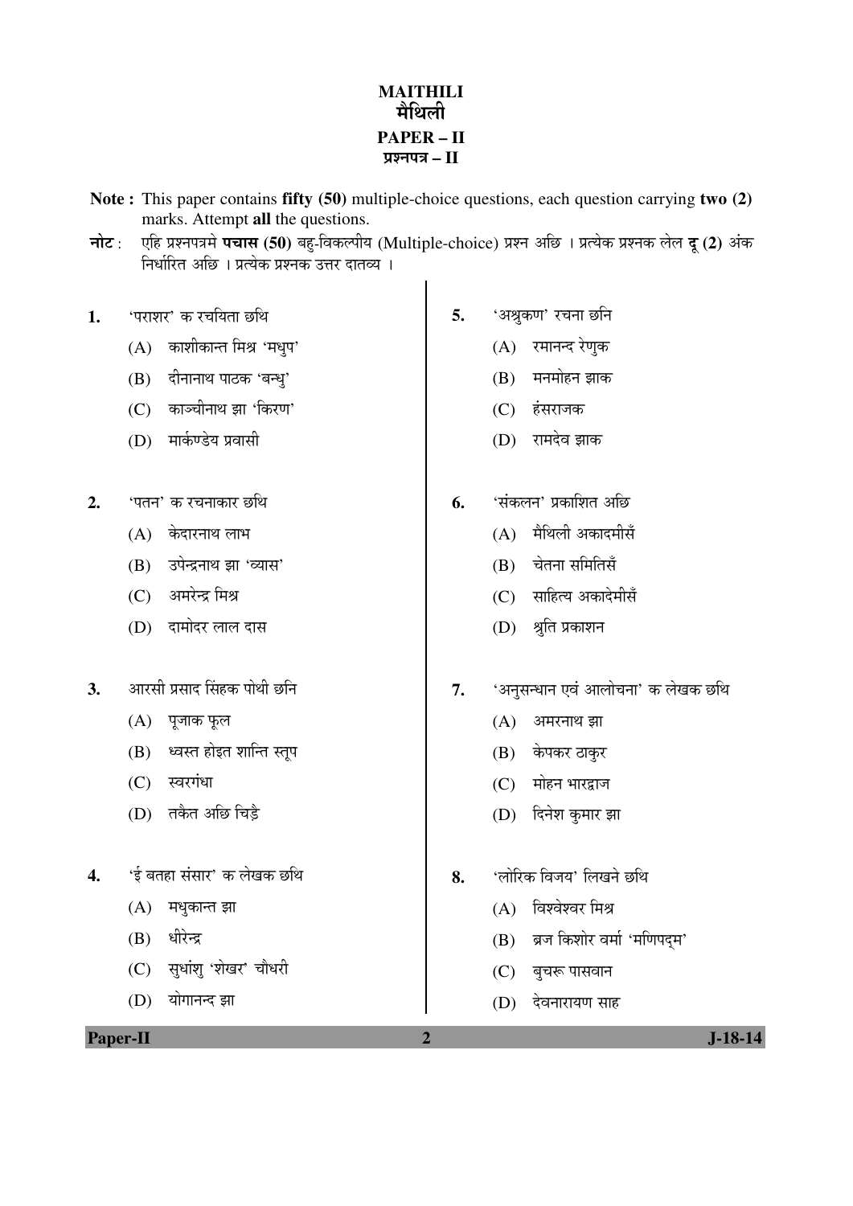# MAITHILI
# मैथिली
## PAPER – II
## प्रश्नपत्र – II

**Note :** This paper contains **fifty (50)** multiple-choice questions, each question carrying **two (2)** marks. Attempt **all** the questions.

**नोट :** एहि प्रश्नपत्रमे **पचास (50)** बहु-विकल्पीय (Multiple-choice) प्रश्न अछि । प्रत्येक प्रश्नक लेल **दू (2)** अंक निर्धारित अछि । प्रत्येक प्रश्नक उत्तर दातव्य ।

**1.** 'पराशर' क रचयिता छथि

(A) काशीकान्त मिश्र 'मधुप'

(B) दीनानाथ पाठक 'बन्धु'

(C) काञ्चीनाथ झा 'किरण'

(D) मार्कण्डेय प्रवासी

**2.** 'पतन' क रचनाकार छथि

(A) केदारनाथ लाभ

(B) उपेन्द्रनाथ झा 'व्यास'

(C) अमरेन्द्र मिश्र

(D) दामोदर लाल दास

**3.** आरसी प्रसाद सिंहक पोथी छनि

(A) पूजाक फूल

(B) ध्वस्त होइत शान्ति स्तूप

(C) स्वरगंधा

(D) तकैत अछि चिड़ै

**4.** 'ई बतहा संसार' क लेखक छथि

(A) मधुकान्त झा

(B) धीरेन्द्र

(C) सुधांशु 'शेखर' चौधरी

(D) योगानन्द झा

**5.** 'अश्रुकण' रचना छनि

(A) रमानन्द रेणुक

(B) मनमोहन झाक

(C) हंसराजक

(D) रामदेव झाक

**6.** 'संकलन' प्रकाशित अछि

(A) मैथिली अकादमीसँ

(B) चेतना समितिसँ

(C) साहित्य अकादेमीसँ

(D) श्रुति प्रकाशन

**7.** 'अनुसन्धान एवं आलोचना' क लेखक छथि

(A) अमरनाथ झा

(B) केपकर ठाकुर

(C) मोहन भारद्वाज

(D) दिनेश कुमार झा

**8.** 'लोरिक विजय' लिखने छथि

(A) विश्वेश्वर मिश्र

(B) ब्रज किशोर वर्मा 'मणिपद्म'

(C) बुचरू पासवान

(D) देवनारायण साह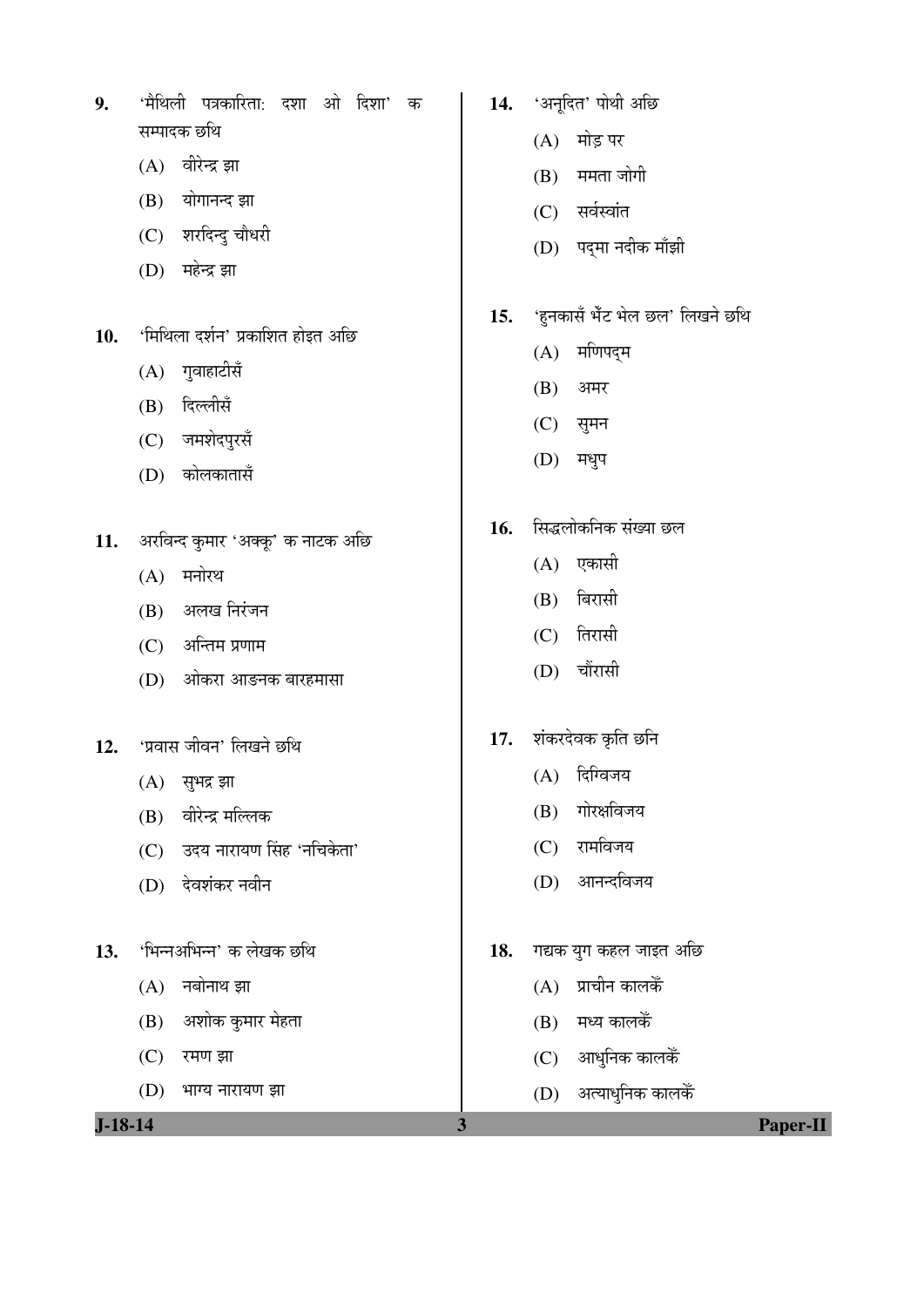9. 'मैथिली पत्रकारिता: दशा ओ दिशा' क सम्पादक छथि
   (A) वीरेन्द्र झा
   (B) योगानन्द झा
   (C) शरदिन्दु चौधरी
   (D) महेन्द्र झा

10. 'मिथिला दर्शन' प्रकाशित होइत अछि
   (A) गुवाहाटीसँ
   (B) दिल्लीसँ
   (C) जमशेदपुरसँ
   (D) कोलकातासँ

11. अरविन्द कुमार 'अक्कू' क नाटक अछि
   (A) मनोरथ
   (B) अलख निरंजन
   (C) अन्तिम प्रणाम
   (D) ओकरा आङनक बारहमासा

12. 'प्रवास जीवन' लिखने छथि
   (A) सुभद्र झा
   (B) वीरेन्द्र मल्लिक
   (C) उदय नारायण सिंह 'नचिकेता'
   (D) देवशंकर नवीन

13. 'भिन्नअभिन्न' क लेखक छथि
   (A) नबोनाथ झा
   (B) अशोक कुमार मेहता
   (C) रमण झा
   (D) भाग्य नारायण झा

14. 'अनूदित' पोथी अछि
   (A) मोड़ पर
   (B) ममता जोगी
   (C) सर्वस्वांत
   (D) पद्मा नदीक माँझी

15. 'हुनकासँ भेँट भेल छल' लिखने छथि
   (A) मणिपद्म
   (B) अमर
   (C) सुमन
   (D) मधुप

16. सिद्धलोकनिक संख्या छल
   (A) एकासी
   (B) बिरासी
   (C) तिरासी
   (D) चौरासी

17. शंकरदेवक कृति छनि
   (A) दिग्विजय
   (B) गोरक्षविजय
   (C) रामविजय
   (D) आनन्दविजय

18. गद्यक युग कहल जाइत अछि
   (A) प्राचीन कालकेँ
   (B) मध्य कालकेँ
   (C) आधुनिक कालकेँ
   (D) अत्याधुनिक कालकेँ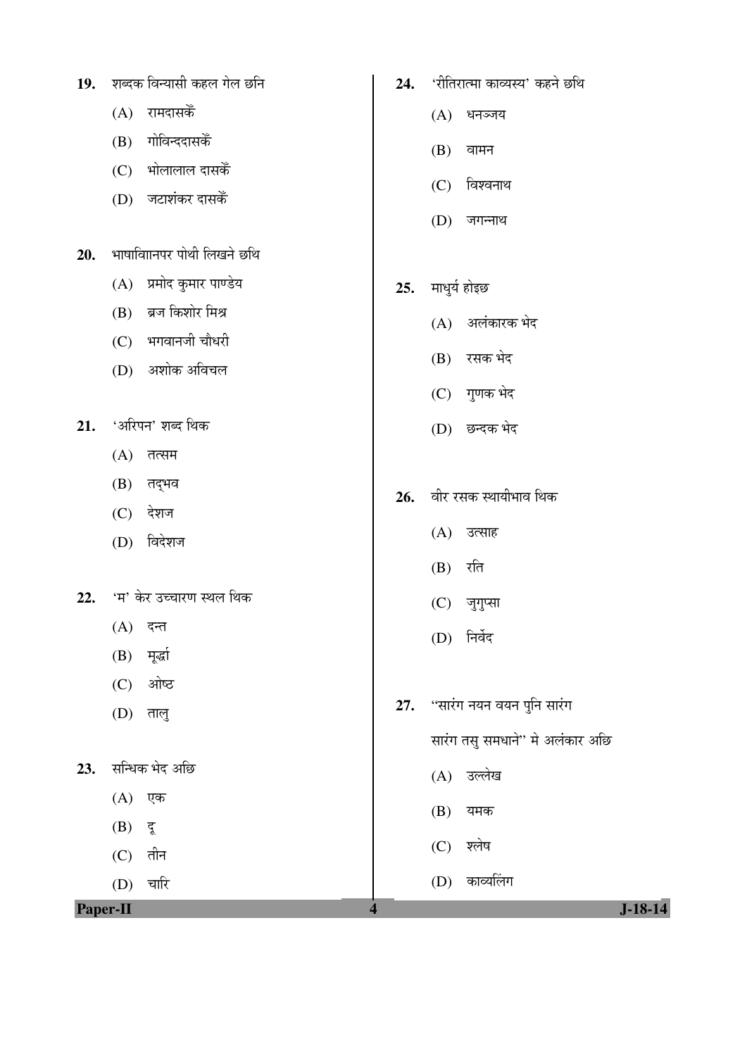19. शब्दक विन्यासी कहल गेल छनि

(A) रामदासकेँ

(B) गोविन्ददासकेँ

(C) भोलालाल दासकेँ

(D) जटाशंकर दासकेँ

20. भाषाविाानपर पोथी लिखने छथि

(A) प्रमोद कुमार पाण्डेय

(B) ब्रज किशोर मिश्र

(C) भगवानजी चौधरी

(D) अशोक अविचल

21. 'अरिपन' शब्द थिक

(A) तत्सम

(B) तद्भव

(C) देशज

(D) विदेशज

22. 'म' केर उच्चारण स्थल थिक

(A) दन्त

(B) मूर्द्धा

(C) ओष्ठ

(D) तालु

23. सन्धिक भेद अछि

(A) एक

(B) दू

(C) तीन

(D) चारि

24. 'रीतिरात्मा काव्यस्य' कहने छथि

(A) धनञ्जय

(B) वामन

(C) विश्वनाथ

(D) जगन्नाथ

25. माधुर्य होइछ

(A) अलंकारक भेद

(B) रसक भेद

(C) गुणक भेद

(D) छन्दक भेद

26. वीर रसक स्थायीभाव थिक

(A) उत्साह

(B) रति

(C) जुगुप्सा

(D) निर्वेद

27. "सारंग नयन वयन पुनि सारंग
सारंग तसु समधाने" मे अलंकार अछि

(A) उल्लेख

(B) यमक

(C) श्लेष

(D) काव्यलिंग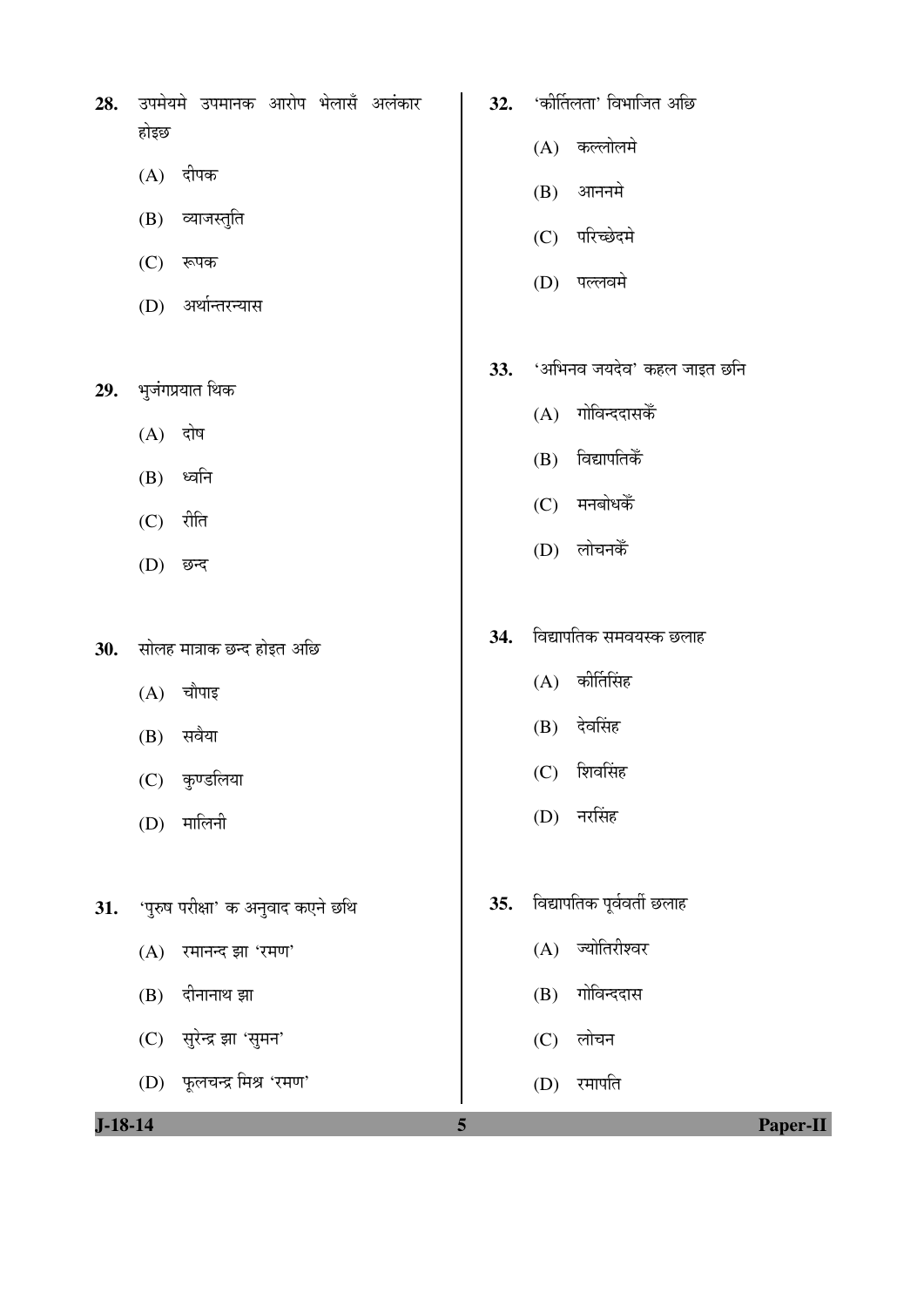28. उपमेयमे उपमानक आरोप भेलासँ अलंकार होइछ

 (A) दीपक

 (B) व्याजस्तुति

 (C) रूपक

 (D) अर्थान्तरन्यास

29. भुजंगप्रयात थिक

 (A) दोष

 (B) ध्वनि

 (C) रीति

 (D) छन्द

30. सोलह मात्राक छन्द होइत अछि

 (A) चौपाइ

 (B) सवैया

 (C) कुण्डलिया

 (D) मालिनी

31. 'पुरुष परीक्षा' क अनुवाद कएने छथि

 (A) रमानन्द झा 'रमण'

 (B) दीनानाथ झा

 (C) सुरेन्द्र झा 'सुमन'

 (D) फूलचन्द्र मिश्र 'रमण'

32. 'कीर्तिलता' विभाजित अछि

 (A) कल्लोलमे

 (B) आननमे

 (C) परिच्छेदमे

 (D) पल्लवमे

33. 'अभिनव जयदेव' कहल जाइत छनि

 (A) गोविन्ददासकँ

 (B) विद्यापतिकँ

 (C) मनबोधकँ

 (D) लोचनकँ

34. विद्यापतिक समवयस्क छलाह

 (A) कीर्तिसिंह

 (B) देवसिंह

 (C) शिवसिंह

 (D) नरसिंह

35. विद्यापतिक पूर्ववर्ती छलाह

 (A) ज्योतिरीश्वर

 (B) गोविन्ददास

 (C) लोचन

 (D) रमापति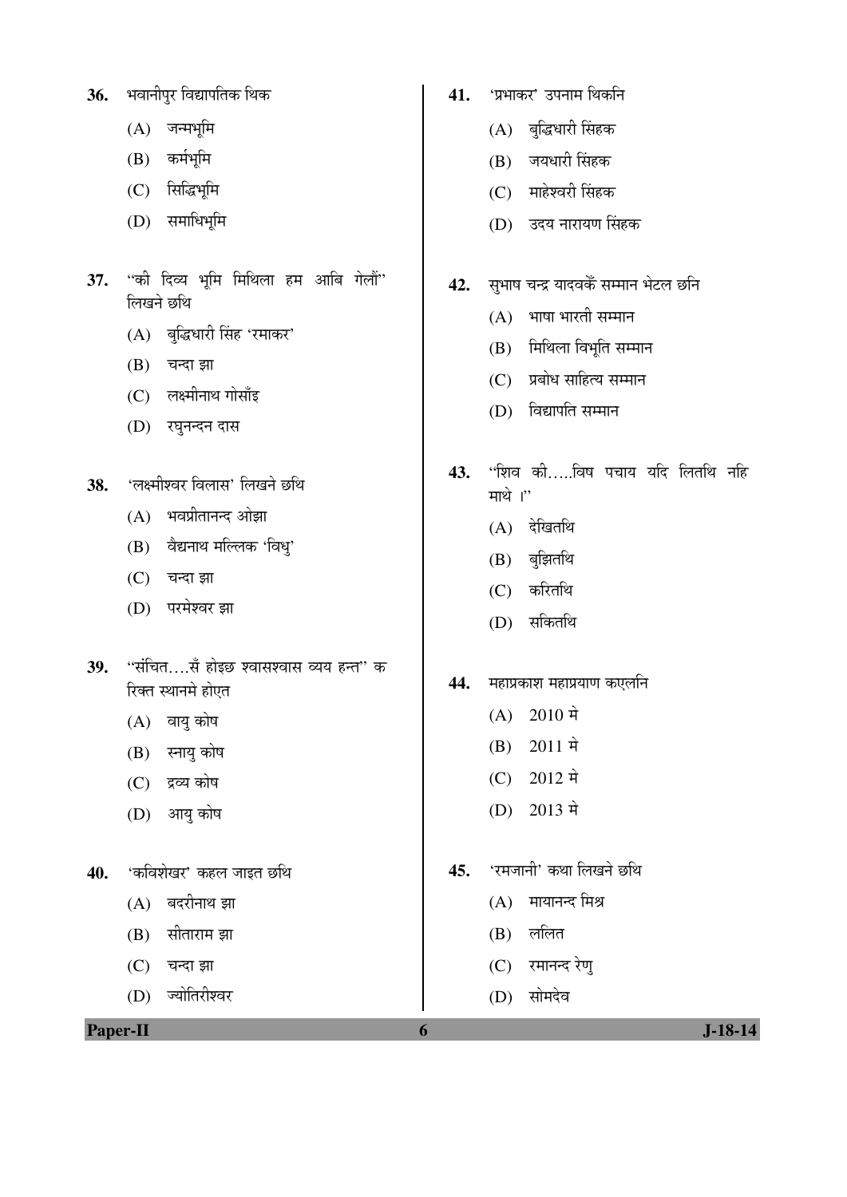36. भवानीपुर विद्यापतिक थिक

(A) जन्मभूमि

(B) कर्मभूमि

(C) सिद्धिभूमि

(D) समाधिभूमि

37. "की दिव्य भूमि मिथिला हम आबि गेलौं" लिखने छथि

(A) बुद्धिधारी सिंह 'रमाकर'

(B) चन्दा झा

(C) लक्ष्मीनाथ गोसाँइ

(D) रघुनन्दन दास

38. 'लक्ष्मीश्वर विलास' लिखने छथि

(A) भवप्रीतानन्द ओझा

(B) वैद्यनाथ मल्लिक 'विधु'

(C) चन्दा झा

(D) परमेश्वर झा

39. "संचित….सँ होइछ श्वासश्वास व्यय हन्त" क रिक्त स्थानमे होएत

(A) वायु कोष

(B) स्नायु कोष

(C) द्रव्य कोष

(D) आयु कोष

40. 'कविशेखर' कहल जाइत छथि

(A) बदरीनाथ झा

(B) सीताराम झा

(C) चन्दा झा

(D) ज्योतिरीश्वर

41. 'प्रभाकर' उपनाम थिकनि

(A) बुद्धिधारी सिंहक

(B) जयधारी सिंहक

(C) माहेश्वरी सिंहक

(D) उदय नारायण सिंहक

42. सुभाष चन्द्र यादवकेँ सम्मान भेटल छनि

(A) भाषा भारती सम्मान

(B) मिथिला विभूति सम्मान

(C) प्रबोध साहित्य सम्मान

(D) विद्यापति सम्मान

43. "शिव की…..विष पचाय यदि लितथि नहि माथे ।"

(A) देखितथि

(B) बुझितथि

(C) करितथि

(D) सकितथि

44. महाप्रकाश महाप्रयाण कएलनि

(A) 2010 मे

(B) 2011 मे

(C) 2012 मे

(D) 2013 मे

45. 'रमजानी' कथा लिखने छथि

(A) मायानन्द मिश्र

(B) ललित

(C) रमानन्द रेणु

(D) सोमदेव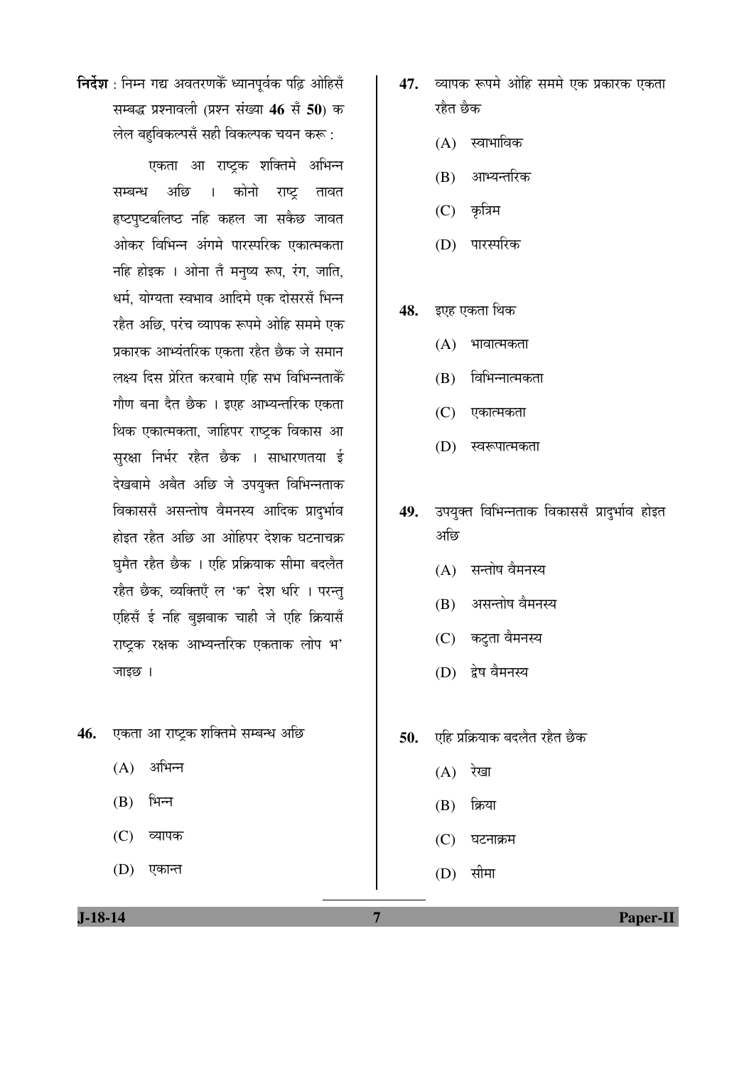**निर्देश** : निम्न गद्य अवतरणकेँ ध्यानपूर्वक पढ़ि ओहिसँ सम्बद्ध प्रश्नावली (प्रश्न संख्या **46** सँ **50**) क लेल बहुविकल्पसँ सही विकल्पक चयन करू :

एकता आ राष्ट्रक शक्तिमे अभिन्न सम्बन्ध अछि । कोनो राष्ट्र तावत हृष्टपुष्टबलिष्ठ नहि कहल जा सकैछ जावत ओकर विभिन्न अंगमे पारस्परिक एकात्मकता नहि होइक । ओना तँ मनुष्य रूप, रंग, जाति, धर्म, योग्यता स्वभाव आदिमे एक दोसरसँ भिन्न रहैत अछि, परंच व्यापक रूपमे ओहि सममे एक प्रकारक आभ्यंतरिक एकता रहैत छैक जे समान लक्ष्य दिस प्रेरित करबामे एहि सभ विभिन्नताकेँ गौण बना दैत छैक । इएह आभ्यन्तरिक एकता थिक एकात्मकता, जाहिपर राष्ट्रक विकास आ सुरक्षा निर्भर रहैत छैक । साधारणतया ई देखबामे अबैत अछि जे उपयुक्त विभिन्नताक विकाससँ असन्तोष वैमनस्य आदिक प्रादुर्भाव होइत रहैत अछि आ ओहिपर देशक घटनाचक्र घुमैत रहैत छैक । एहि प्रक्रियाक सीमा बदलैत रहैत छैक, व्यक्तिएँ ल 'क' देश धरि । परन्तु एहिसँ ई नहि बुझबाक चाही जे एहि क्रियासँ राष्ट्रक रक्षक आभ्यन्तरिक एकताक लोप भ' जाइछ ।

**46.** एकता आ राष्ट्रक शक्तिमे सम्बन्ध अछि

(A) अभिन्न

(B) भिन्न

(C) व्यापक

(D) एकान्त

**47.** व्यापक रूपमे ओहि सममे एक प्रकारक एकता रहैत छैक

(A) स्वाभाविक

(B) आभ्यन्तरिक

(C) कृत्रिम

(D) पारस्परिक

**48.** इएह एकता थिक

(A) भावात्मकता

(B) विभिन्नात्मकता

(C) एकात्मकता

(D) स्वरूपात्मकता

**49.** उपयुक्त विभिन्नताक विकाससँ प्रादुर्भाव होइत अछि

(A) सन्तोष वैमनस्य

(B) असन्तोष वैमनस्य

(C) कटुता वैमनस्य

(D) द्वेष वैमनस्य

**50.** एहि प्रक्रियाक बदलैत रहैत छैक

(A) रेखा

(B) क्रिया

(C) घटनाक्रम

(D) सीमा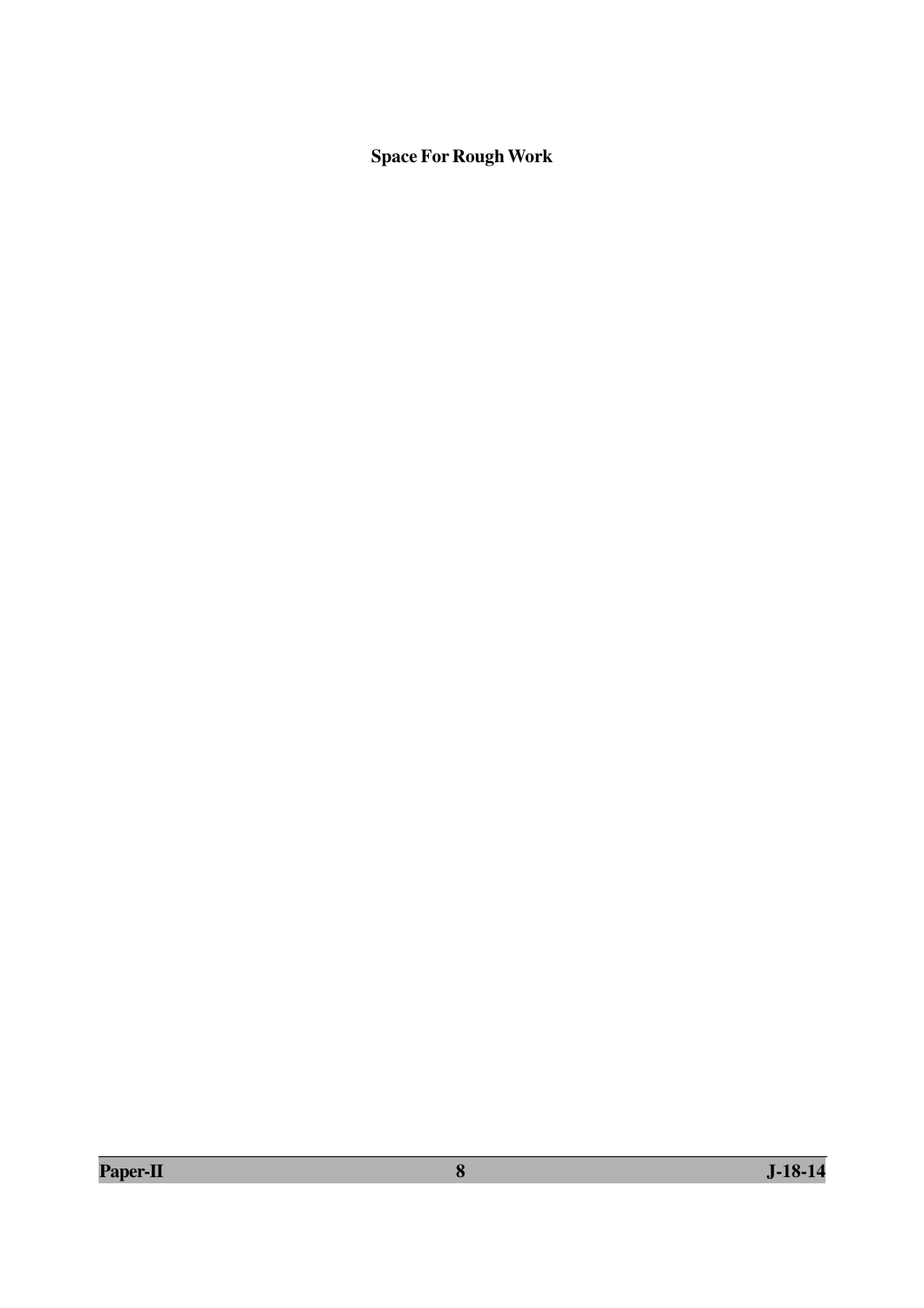**Space For Rough Work**